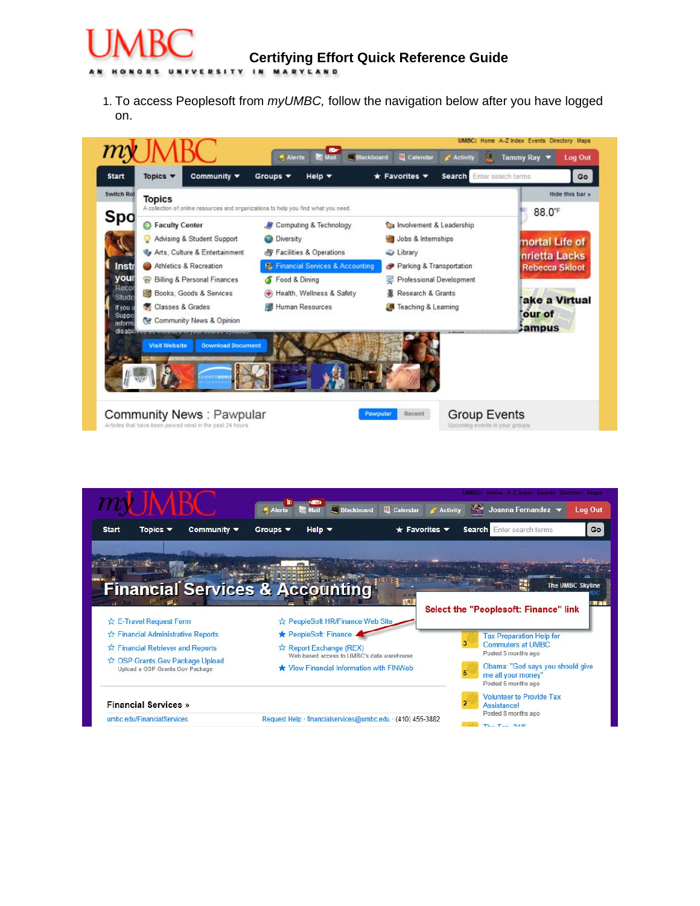# Certifying Effort Quick Reference Guide

1. To access Peoplesoft from *myUMBC,* follow the navigation below after you have logged on.

Select the "Peoplesoft: Finance" link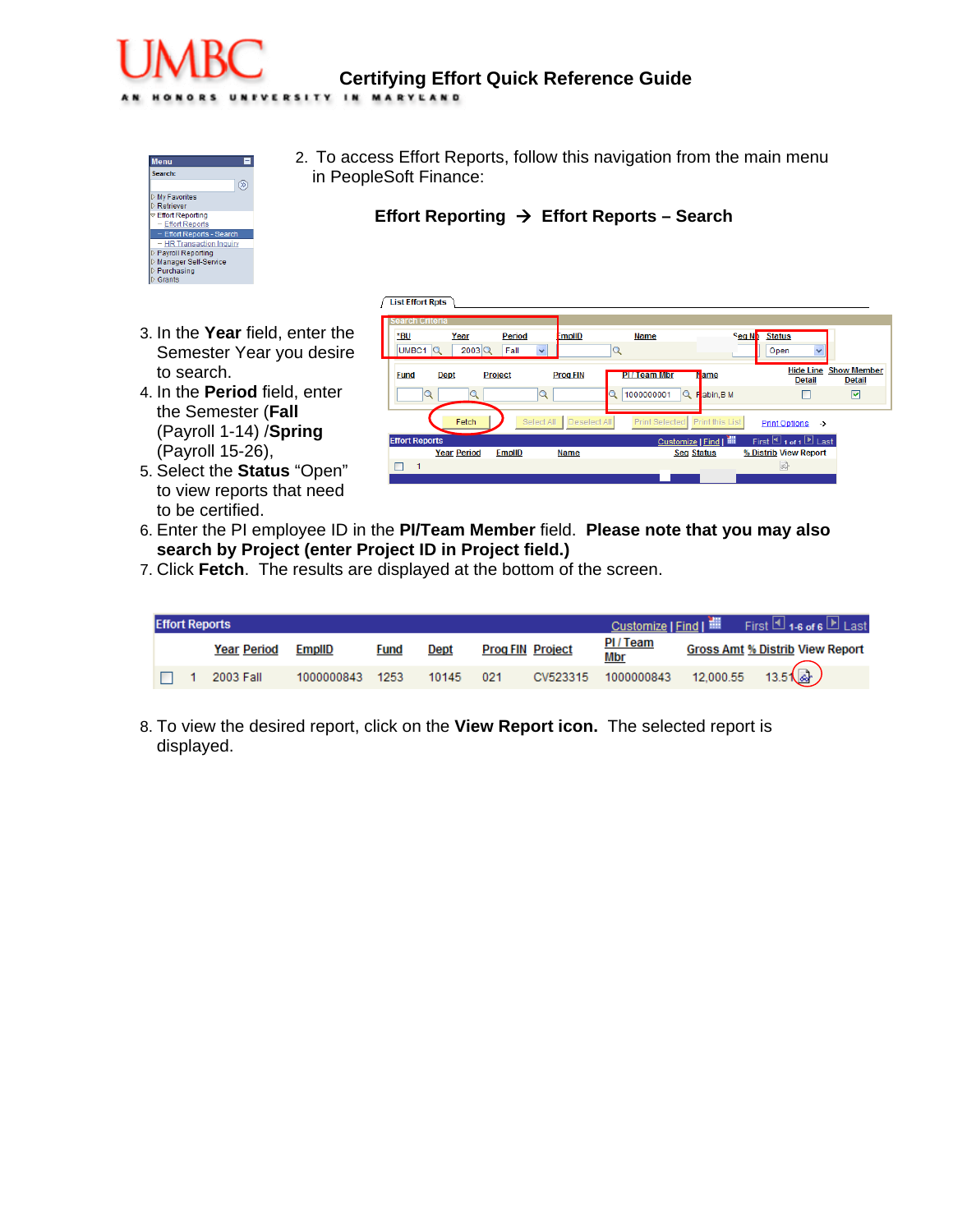2. To access Effort Reports, follow this navigation from the main menu in PeopleSoft Finance:

**Effort Reporting → Effort Reports – Search**

3. In the **Year** field, enter the Semester Year you desire to search.
4. In the **Period** field, enter the Semester (**Fall** (Payroll 1-14) /**Spring** (Payroll 15-26),
5. Select the **Status** “Open” to view reports that need to be certified.
6. Enter the PI employee ID in the **PI/Team Member** field. **Please note that you may also search by Project (enter Project ID in Project field.)**
7. Click **Fetch**. The results are displayed at the bottom of the screen.

| | | Year | Period | EmplID | Fund | Dept | Prog FIN | Project | PI / Team Mbr | Gross Amt | % Distrib | View Report |
|---|---|---|---|---|---|---|---|---|---|---|---|---|
| ☐ | 1 | 2003 | Fall | 1000000843 | 1253 | 10145 | 021 | CV523315 | 1000000843 | 12,000.55 | 13.51 | |

8. To view the desired report, click on the **View Report icon.** The selected report is displayed.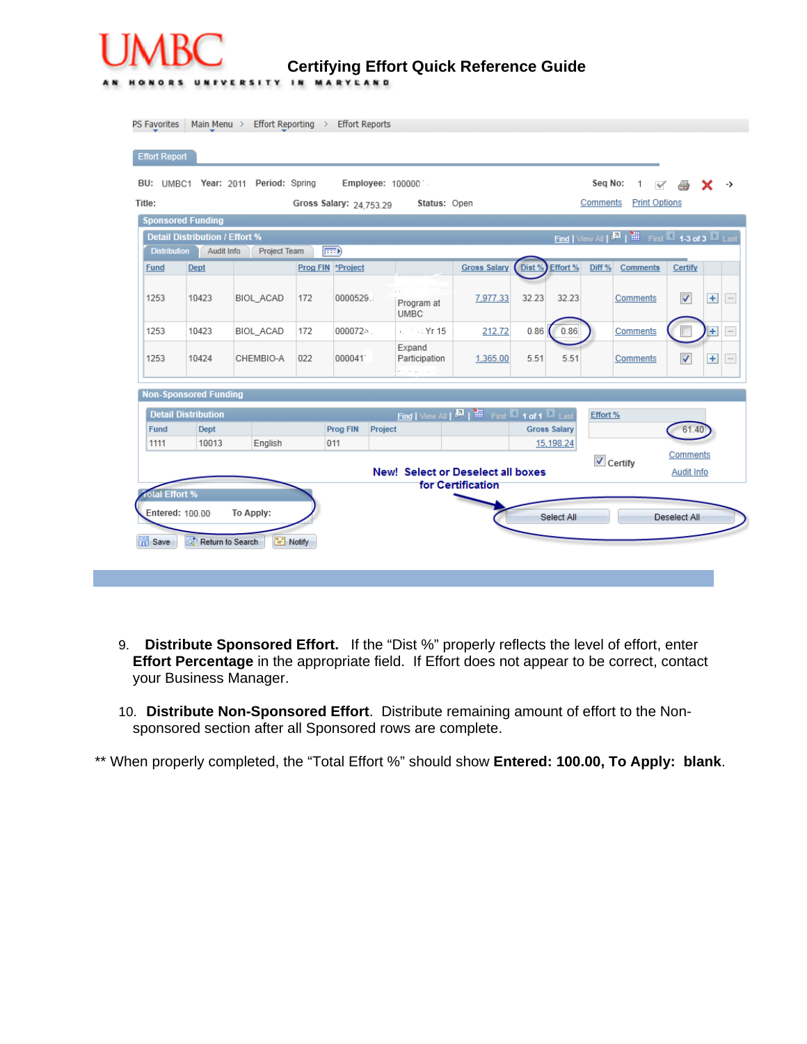**Certifying Effort Quick Reference Guide**

PS Favorites | Main Menu > Effort Reporting > Effort Reports

**Effort Report**

BU: UMBC1 Year: 2011 Period: Spring Employee: 100000 Seq No: 1

Title: Gross Salary: 24,753.29 Status: Open Comments Print Options

**Sponsored Funding**

Detail Distribution / Effort %

| Fund | Dept | | Prog FIN | *Project | | Gross Salary | Dist % | Effort % | Diff % | Comments | Certify |
|---|---|---|---|---|---|---|---|---|---|---|---|
| 1253 | 10423 | BIOL_ACAD | 172 | 0000529 | Program at UMBC | 7,977.33 | 32.23 | 32.23 | | Comments | ☑ |
| 1253 | 10423 | BIOL_ACAD | 172 | 000072 | Yr 15 | 212.72 | 0.86 | 0.86 | | Comments | ☐ |
| 1253 | 10424 | CHEMBIO-A | 022 | 000041 | Expand Participation | 1,365.00 | 5.51 | 5.51 | | Comments | ☑ |

**Non-Sponsored Funding**

Detail Distribution

| Fund | Dept | | Prog FIN | Project | Gross Salary |
|---|---|---|---|---|---|
| 1111 | 10013 | English | 011 | | 15,198.24 |

Effort %: 61.40

☑ Certify Comments Audit Info

New! Select or Deselect all boxes for Certification

Total Effort %

Entered: 100.00 To Apply:

Select All Deselect All

Save Return to Search Notify

9. **Distribute Sponsored Effort.** If the "Dist %" properly reflects the level of effort, enter **Effort Percentage** in the appropriate field. If Effort does not appear to be correct, contact your Business Manager.

10. **Distribute Non-Sponsored Effort**. Distribute remaining amount of effort to the Non-sponsored section after all Sponsored rows are complete.

** When properly completed, the "Total Effort %" should show **Entered: 100.00, To Apply: blank**.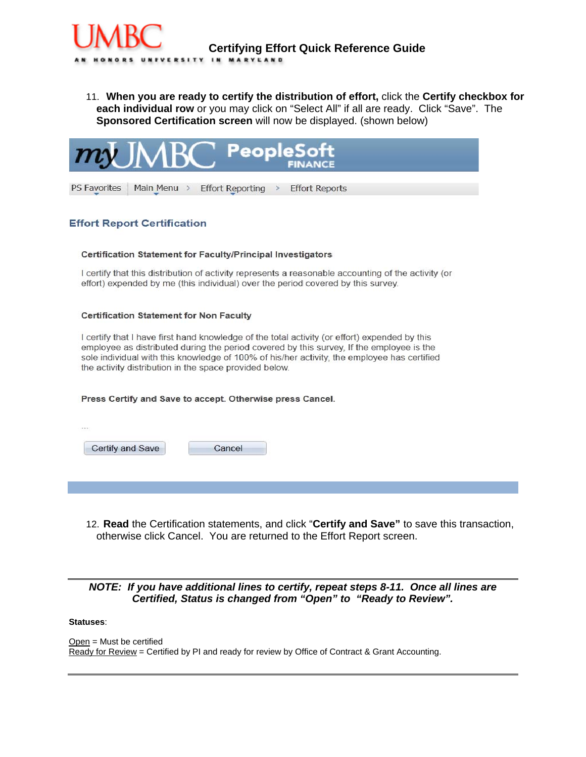11. **When you are ready to certify the distribution of effort,** click the **Certify checkbox for each individual row** or you may click on "Select All" if all are ready. Click "Save". The **Sponsored Certification screen** will now be displayed. (shown below)

myUMBC PeopleSoft FINANCE

PS Favorites | Main Menu > Effort Reporting > Effort Reports

### Effort Report Certification

**Certification Statement for Faculty/Principal Investigators**

I certify that this distribution of activity represents a reasonable accounting of the activity (or effort) expended by me (this individual) over the period covered by this survey.

**Certification Statement for Non Faculty**

I certify that I have first hand knowledge of the total activity (or effort) expended by this employee as distributed during the period covered by this survey, If the employee is the sole individual with this knowledge of 100% of his/her activity, the employee has certified the activity distribution in the space provided below.

**Press Certify and Save to accept. Otherwise press Cancel.**

...

Certify and Save | Cancel

12. **Read** the Certification statements, and click "**Certify and Save"** to save this transaction, otherwise click Cancel. You are returned to the Effort Report screen.

---

***NOTE: If you have additional lines to certify, repeat steps 8-11. Once all lines are Certified, Status is changed from "Open" to "Ready to Review".***

**Statuses**:

Open = Must be certified
Ready for Review = Certified by PI and ready for review by Office of Contract & Grant Accounting.

---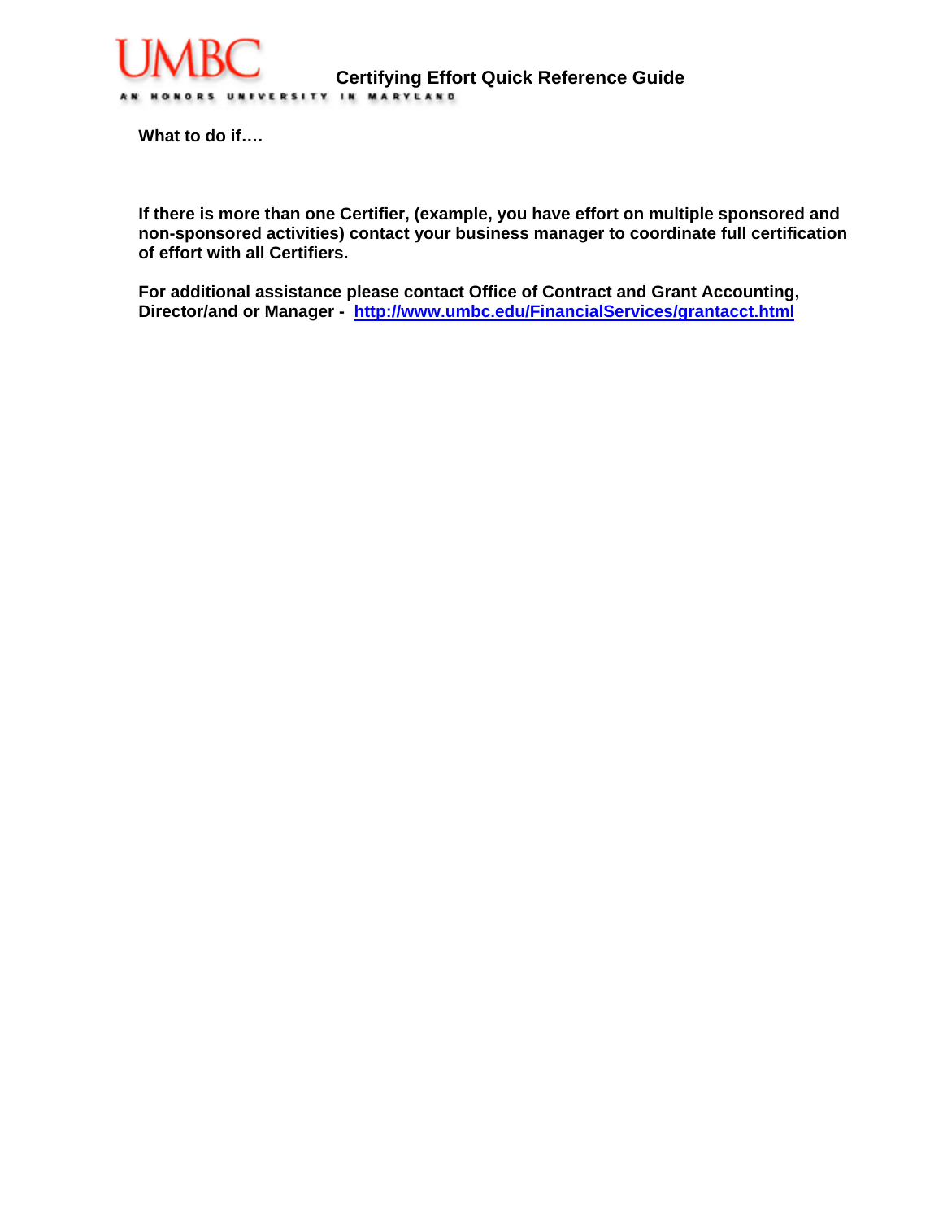**Certifying Effort Quick Reference Guide**

**What to do if….**

**If there is more than one Certifier, (example, you have effort on multiple sponsored and non-sponsored activities) contact your business manager to coordinate full certification of effort with all Certifiers.**

**For additional assistance please contact Office of Contract and Grant Accounting, Director/and or Manager - [http://www.umbc.edu/FinancialServices/grantacct.html](http://www.umbc.edu/FinancialServices/grantacct.html)**